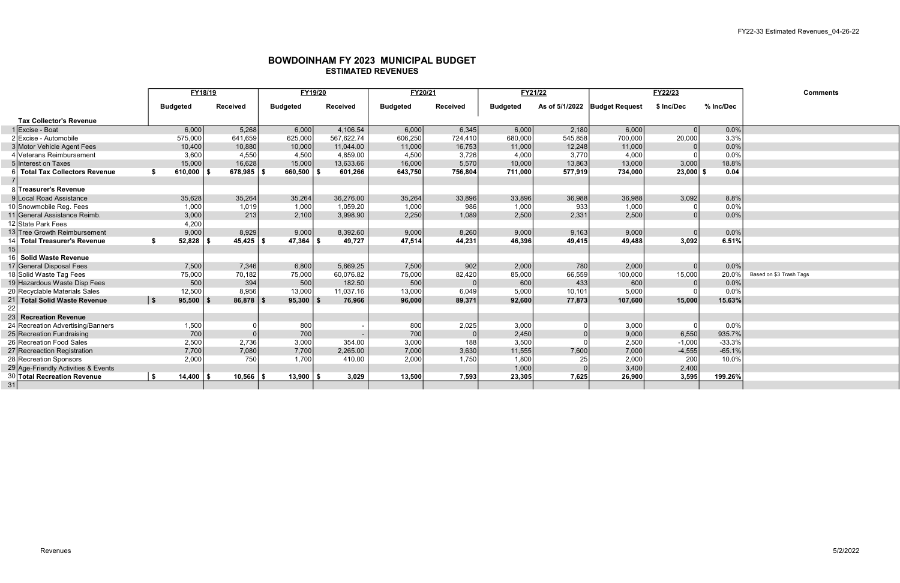# BOWDOINHAM FY 2023 MUNICIPAL BUDGET
## ESTIMATED REVENUES

| | | FY18/19 | | FY19/20 | | FY20/21 | | FY21/22 | | FY22/23 | | | Comments |
|---|---|---|---|---|---|---|---|---|---|---|---|---|---|
| | | Budgeted | Received | Budgeted | Received | Budgeted | Received | Budgeted | As of 5/1/2022 | Budget Request | $ Inc/Dec | % Inc/Dec | |
| | **Tax Collector's Revenue** | | | | | | | | | | | | |
| 1 | Excise - Boat | 6,000 | 5,268 | 6,000 | 4,106.54 | 6,000 | 6,345 | 6,000 | 2,180 | 6,000 | 0 | 0.0% | |
| 2 | Excise - Automobile | 575,000 | 641,659 | 625,000 | 567,622.74 | 606,250 | 724,410 | 680,000 | 545,858 | 700,000 | 20,000 | 3.3% | |
| 3 | Motor Vehicle Agent Fees | 10,400 | 10,880 | 10,000 | 11,044.00 | 11,000 | 16,753 | 11,000 | 12,248 | 11,000 | 0 | 0.0% | |
| 4 | Veterans Reimbursement | 3,600 | 4,550 | 4,500 | 4,859.00 | 4,500 | 3,726 | 4,000 | 3,770 | 4,000 | 0 | 0.0% | |
| 5 | Interest on Taxes | 15,000 | 16,628 | 15,000 | 13,633.66 | 16,000 | 5,570 | 10,000 | 13,863 | 13,000 | 3,000 | 18.8% | |
| 6 | **Total Tax Collectors Revenue** | **$ 610,000** | **$ 678,985** | **$ 660,500** | **$ 601,266** | **643,750** | **756,804** | **711,000** | **577,919** | **734,000** | **23,000** | **$ 0.04** | |
| 7 | | | | | | | | | | | | | |
| 8 | **Treasurer's Revenue** | | | | | | | | | | | | |
| 9 | Local Road Assistance | 35,628 | 35,264 | 35,264 | 36,276.00 | 35,264 | 33,896 | 33,896 | 36,988 | 36,988 | 3,092 | 8.8% | |
| 10 | Snowmobile Reg. Fees | 1,000 | 1,019 | 1,000 | 1,059.20 | 1,000 | 986 | 1,000 | 933 | 1,000 | 0 | 0.0% | |
| 11 | General Assistance Reimb. | 3,000 | 213 | 2,100 | 3,998.90 | 2,250 | 1,089 | 2,500 | 2,331 | 2,500 | 0 | 0.0% | |
| 12 | State Park Fees | 4,200 | | | | | | | | | | | |
| 13 | Tree Growth Reimbursement | 9,000 | 8,929 | 9,000 | 8,392.60 | 9,000 | 8,260 | 9,000 | 9,163 | 9,000 | 0 | 0.0% | |
| 14 | **Total Treasurer's Revenue** | **$ 52,828** | **$ 45,425** | **$ 47,364** | **$ 49,727** | **47,514** | **44,231** | **46,396** | **49,415** | **49,488** | **3,092** | **6.51%** | |
| 15 | | | | | | | | | | | | | |
| 16 | **Solid Waste Revenue** | | | | | | | | | | | | |
| 17 | General Disposal Fees | 7,500 | 7,346 | 6,800 | 5,669.25 | 7,500 | 902 | 2,000 | 780 | 2,000 | 0 | 0.0% | |
| 18 | Solid Waste Tag Fees | 75,000 | 70,182 | 75,000 | 60,076.82 | 75,000 | 82,420 | 85,000 | 66,559 | 100,000 | 15,000 | 20.0% | Based on $3 Trash Tags |
| 19 | Hazardous Waste Disp Fees | 500 | 394 | 500 | 182.50 | 500 | 0 | 600 | 433 | 600 | 0 | 0.0% | |
| 20 | Recyclable Materials Sales | 12,500 | 8,956 | 13,000 | 11,037.16 | 13,000 | 6,049 | 5,000 | 10,101 | 5,000 | 0 | 0.0% | |
| 21 | **Total Solid Waste Revenue** | **$ 95,500** | **$ 86,878** | **$ 95,300** | **$ 76,966** | **96,000** | **89,371** | **92,600** | **77,873** | **107,600** | **15,000** | **15.63%** | |
| 22 | | | | | | | | | | | | | |
| 23 | **Recreation Revenue** | | | | | | | | | | | | |
| 24 | Recreation Advertising/Banners | 1,500 | 0 | 800 | - | 800 | 2,025 | 3,000 | 0 | 3,000 | 0 | 0.0% | |
| 25 | Recreation Fundraising | 700 | 0 | 700 | - | 700 | 0 | 2,450 | 0 | 9,000 | 6,550 | 935.7% | |
| 26 | Recreation Food Sales | 2,500 | 2,736 | 3,000 | 354.00 | 3,000 | 188 | 3,500 | 0 | 2,500 | -1,000 | -33.3% | |
| 27 | Recreaction Registration | 7,700 | 7,080 | 7,700 | 2,265.00 | 7,000 | 3,630 | 11,555 | 7,600 | 7,000 | -4,555 | -65.1% | |
| 28 | Recreation Sponsors | 2,000 | 750 | 1,700 | 410.00 | 2,000 | 1,750 | 1,800 | 25 | 2,000 | 200 | 10.0% | |
| 29 | Age-Friendly Activities & Events | | | | | | | 1,000 | 0 | 3,400 | 2,400 | | |
| 30 | **Total Recreation Revenue** | **$ 14,400** | **$ 10,566** | **$ 13,900** | **$ 3,029** | **13,500** | **7,593** | **23,305** | **7,625** | **26,900** | **3,595** | **199.26%** | |
| 31 | | | | | | | | | | | | | |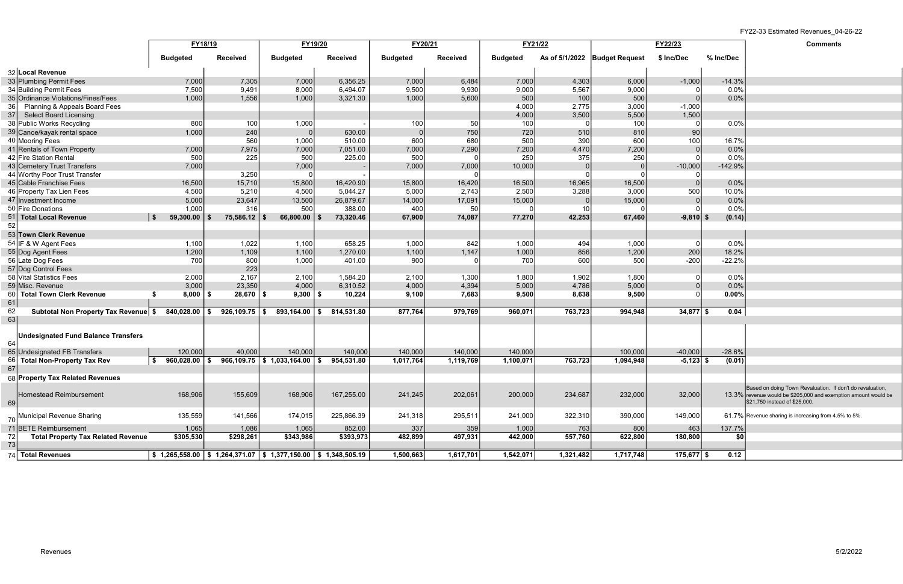FY22-33 Estimated Revenues_04-26-22

| | | FY18/19 | | FY19/20 | | FY20/21 | | FY21/22 | | FY22/23 | | | Comments |
|---|---|---|---|---|---|---|---|---|---|---|---|---|---|
| | | Budgeted | Received | Budgeted | Received | Budgeted | Received | Budgeted | As of 5/1/2022 | Budget Request | $ Inc/Dec | % Inc/Dec | |
| 32 | **Local Revenue** | | | | | | | | | | | | |
| 33 | Plumbing Permit Fees | 7,000 | 7,305 | 7,000 | 6,356.25 | 7,000 | 6,484 | 7,000 | 4,303 | 6,000 | -1,000 | -14.3% | |
| 34 | Building Permit Fees | 7,500 | 9,491 | 8,000 | 6,494.07 | 9,500 | 9,930 | 9,000 | 5,567 | 9,000 | 0 | 0.0% | |
| 35 | Ordinance Violations/Fines/Fees | 1,000 | 1,556 | 1,000 | 3,321.30 | 1,000 | 5,600 | 500 | 100 | 500 | 0 | 0.0% | |
| 36 | Planning & Appeals Board Fees | | | | | | | 4,000 | 2,775 | 3,000 | -1,000 | | |
| 37 | Select Board Licensing | | | | | | | 4,000 | 3,500 | 5,500 | 1,500 | | |
| 38 | Public Works Recycling | 800 | 100 | 1,000 | - | 100 | 50 | 100 | 0 | 100 | 0 | 0.0% | |
| 39 | Canoe/kayak rental space | 1,000 | 240 | 0 | 630.00 | 0 | 750 | 720 | 510 | 810 | 90 | | |
| 40 | Mooring Fees | | 560 | 1,000 | 510.00 | 600 | 680 | 500 | 390 | 600 | 100 | 16.7% | |
| 41 | Rentals of Town Property | 7,000 | 7,975 | 7,000 | 7,051.00 | 7,000 | 7,290 | 7,200 | 4,470 | 7,200 | 0 | 0.0% | |
| 42 | Fire Station Rental | 500 | 225 | 500 | 225.00 | 500 | 0 | 250 | 375 | 250 | 0 | 0.0% | |
| 43 | Cemetery Trust Transfers | 7,000 | | 7,000 | - | 7,000 | 7,000 | 10,000 | 0 | 0 | -10,000 | -142.9% | |
| 44 | Worthy Poor Trust Transfer | | 3,250 | 0 | - | | 0 | | 0 | 0 | 0 | | |
| 45 | Cable Franchise Fees | 16,500 | 15,710 | 15,800 | 16,420.90 | 15,800 | 16,420 | 16,500 | 16,965 | 16,500 | 0 | 0.0% | |
| 46 | Property Tax Lien Fees | 4,500 | 5,210 | 4,500 | 5,044.27 | 5,000 | 2,743 | 2,500 | 3,288 | 3,000 | 500 | 10.0% | |
| 47 | Investment Income | 5,000 | 23,647 | 13,500 | 26,879.67 | 14,000 | 17,091 | 15,000 | 0 | 15,000 | 0 | 0.0% | |
| 50 | Fire Donations | 1,000 | 316 | 500 | 388.00 | 400 | 50 | 0 | 10 | 0 | 0 | 0.0% | |
| 51 | **Total Local Revenue** | **$ 59,300.00** | **$ 75,586.12** | **$ 66,800.00** | **$ 73,320.46** | **67,900** | **74,087** | **77,270** | **42,253** | **67,460** | **-9,810** | **$ (0.14)** | |
| 52 | | | | | | | | | | | | | |
| 53 | **Town Clerk Revenue** | | | | | | | | | | | | |
| 54 | IF & W Agent Fees | 1,100 | 1,022 | 1,100 | 658.25 | 1,000 | 842 | 1,000 | 494 | 1,000 | 0 | 0.0% | |
| 55 | Dog Agent Fees | 1,200 | 1,109 | 1,100 | 1,270.00 | 1,100 | 1,147 | 1,000 | 856 | 1,200 | 200 | 18.2% | |
| 56 | Late Dog Fees | 700 | 800 | 1,000 | 401.00 | 900 | 0 | 700 | 600 | 500 | -200 | -22.2% | |
| 57 | Dog Control Fees | | 223 | | | | | | | | | | |
| 58 | Vital Statistics Fees | 2,000 | 2,167 | 2,100 | 1,584.20 | 2,100 | 1,300 | 1,800 | 1,902 | 1,800 | 0 | 0.0% | |
| 59 | Misc. Revenue | 3,000 | 23,350 | 4,000 | 6,310.52 | 4,000 | 4,394 | 5,000 | 4,786 | 5,000 | 0 | 0.0% | |
| 60 | **Total Town Clerk Revenue** | **$ 8,000** | **$ 28,670** | **$ 9,300** | **$ 10,224** | **9,100** | **7,683** | **9,500** | **8,638** | **9,500** | **0** | **0.00%** | |
| 61 | | | | | | | | | | | | | |
| 62 | **Subtotal Non Property Tax Revenue** | **$ 840,028.00** | **$ 926,109.75** | **$ 893,164.00** | **$ 814,531.80** | **877,764** | **979,769** | **960,071** | **763,723** | **994,948** | **34,877** | **$ 0.04** | |
| 63 | | | | | | | | | | | | | |
| 64 | **Undesignated Fund Balance Transfers** | | | | | | | | | | | | |
| 65 | Undesignated FB Transfers | 120,000 | 40,000 | 140,000 | 140,000 | 140,000 | 140,000 | 140,000 | | 100,000 | -40,000 | -28.6% | |
| 66 | **Total Non-Property Tax Rev** | **$ 960,028.00** | **$ 966,109.75** | **$ 1,033,164.00** | **$ 954,531.80** | **1,017,764** | **1,119,769** | **1,100,071** | **763,723** | **1,094,948** | **-5,123** | **$ (0.01)** | |
| 67 | | | | | | | | | | | | | |
| 68 | **Property Tax Related Revenues** | | | | | | | | | | | | |
| 69 | Homestead Reimbursement | 168,906 | 155,609 | 168,906 | 167,255.00 | 241,245 | 202,061 | 200,000 | 234,687 | 232,000 | 32,000 | 13.3% | Based on doing Town Revaluation. If don't do revaluation, revenue would be $205,000 and exemption amount would be $21,750 instead of $25,000. |
| 70 | Municipal Revenue Sharing | 135,559 | 141,566 | 174,015 | 225,866.39 | 241,318 | 295,511 | 241,000 | 322,310 | 390,000 | 149,000 | 61.7% | Revenue sharing is increasing from 4.5% to 5%. |
| 71 | BETE Reimbursement | 1,065 | 1,086 | 1,065 | 852.00 | 337 | 359 | 1,000 | 763 | 800 | 463 | 137.7% | |
| 72 | **Total Property Tax Related Revenue** | **$305,530** | **$298,261** | **$343,986** | **$393,973** | **482,899** | **497,931** | **442,000** | **557,760** | **622,800** | **180,800** | **$0** | |
| 73 | | | | | | | | | | | | | |
| 74 | **Total Revenues** | **$ 1,265,558.00** | **$ 1,264,371.07** | **$ 1,377,150.00** | **$ 1,348,505.19** | **1,500,663** | **1,617,701** | **1,542,071** | **1,321,482** | **1,717,748** | **175,677** | **$ 0.12** | |

Revenues

5/2/2022